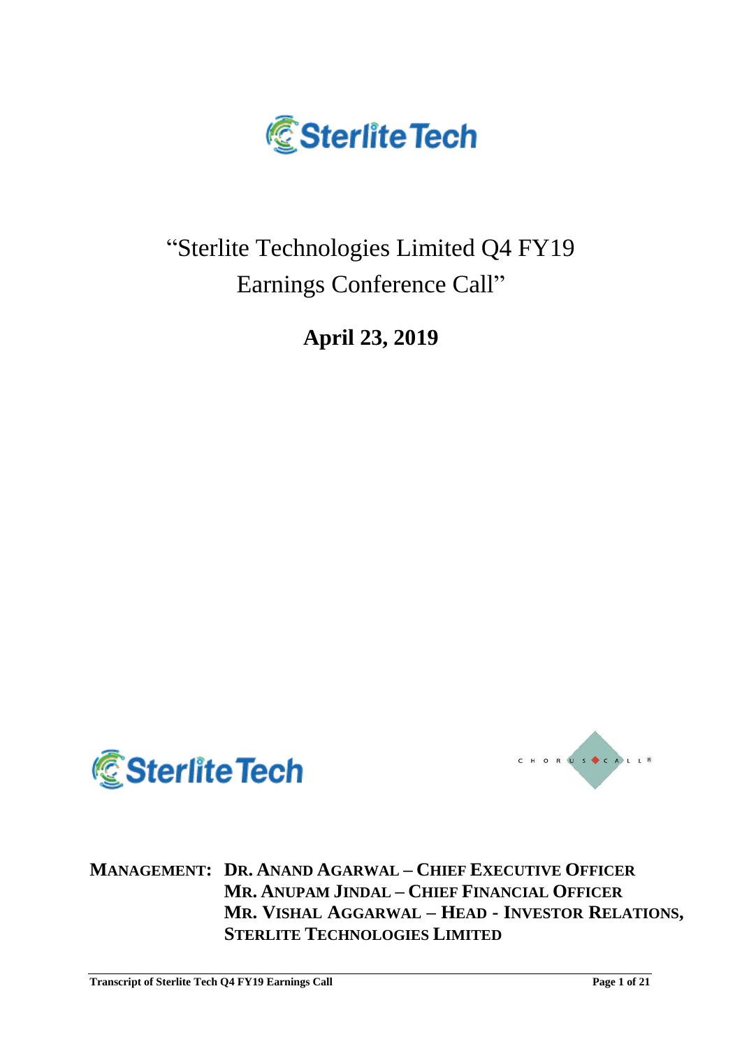# "Sterlite Technologies Limited Q4 FY19 Earnings Conference Call"

**April 23, 2019**

**MANAGEMENT: DR. ANAND AGARWAL – CHIEF EXECUTIVE OFFICER**
**MR. ANUPAM JINDAL – CHIEF FINANCIAL OFFICER**
**MR. VISHAL AGGARWAL – HEAD - INVESTOR RELATIONS, STERLITE TECHNOLOGIES LIMITED**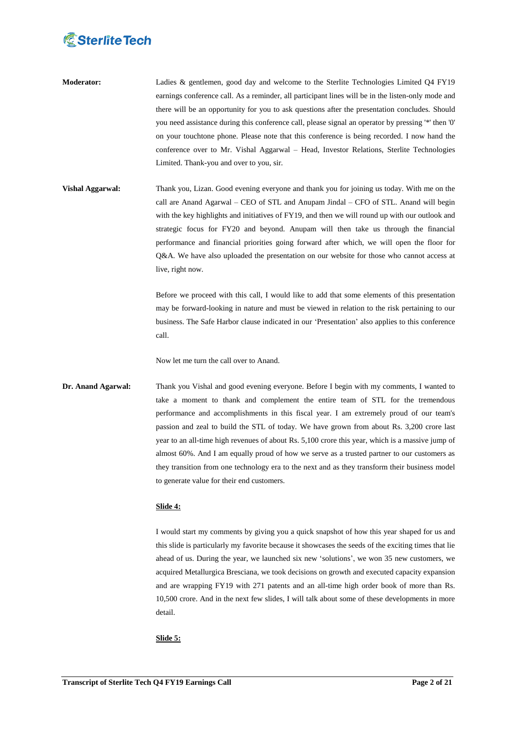**Moderator:** Ladies & gentlemen, good day and welcome to the Sterlite Technologies Limited Q4 FY19 earnings conference call. As a reminder, all participant lines will be in the listen-only mode and there will be an opportunity for you to ask questions after the presentation concludes. Should you need assistance during this conference call, please signal an operator by pressing '*' then '0' on your touchtone phone. Please note that this conference is being recorded. I now hand the conference over to Mr. Vishal Aggarwal – Head, Investor Relations, Sterlite Technologies Limited. Thank-you and over to you, sir.

**Vishal Aggarwal:** Thank you, Lizan. Good evening everyone and thank you for joining us today. With me on the call are Anand Agarwal – CEO of STL and Anupam Jindal – CFO of STL. Anand will begin with the key highlights and initiatives of FY19, and then we will round up with our outlook and strategic focus for FY20 and beyond. Anupam will then take us through the financial performance and financial priorities going forward after which, we will open the floor for Q&A. We have also uploaded the presentation on our website for those who cannot access at live, right now.

Before we proceed with this call, I would like to add that some elements of this presentation may be forward-looking in nature and must be viewed in relation to the risk pertaining to our business. The Safe Harbor clause indicated in our 'Presentation' also applies to this conference call.

Now let me turn the call over to Anand.

**Dr. Anand Agarwal:** Thank you Vishal and good evening everyone. Before I begin with my comments, I wanted to take a moment to thank and complement the entire team of STL for the tremendous performance and accomplishments in this fiscal year. I am extremely proud of our team's passion and zeal to build the STL of today. We have grown from about Rs. 3,200 crore last year to an all-time high revenues of about Rs. 5,100 crore this year, which is a massive jump of almost 60%. And I am equally proud of how we serve as a trusted partner to our customers as they transition from one technology era to the next and as they transform their business model to generate value for their end customers.

**Slide 4:**

I would start my comments by giving you a quick snapshot of how this year shaped for us and this slide is particularly my favorite because it showcases the seeds of the exciting times that lie ahead of us. During the year, we launched six new 'solutions', we won 35 new customers, we acquired Metallurgica Bresciana, we took decisions on growth and executed capacity expansion and are wrapping FY19 with 271 patents and an all-time high order book of more than Rs. 10,500 crore. And in the next few slides, I will talk about some of these developments in more detail.

**Slide 5:**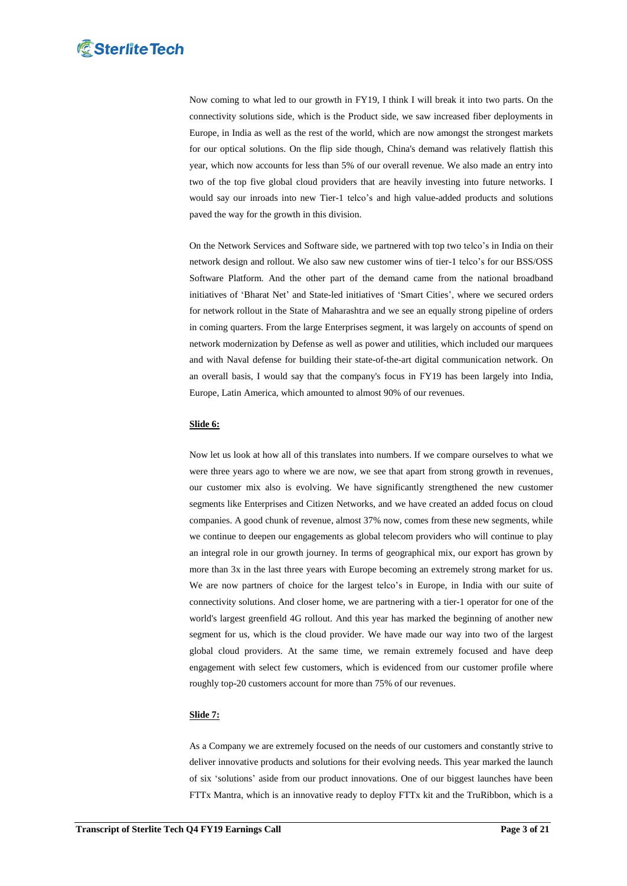Now coming to what led to our growth in FY19, I think I will break it into two parts. On the connectivity solutions side, which is the Product side, we saw increased fiber deployments in Europe, in India as well as the rest of the world, which are now amongst the strongest markets for our optical solutions. On the flip side though, China's demand was relatively flattish this year, which now accounts for less than 5% of our overall revenue. We also made an entry into two of the top five global cloud providers that are heavily investing into future networks. I would say our inroads into new Tier-1 telco's and high value-added products and solutions paved the way for the growth in this division.

On the Network Services and Software side, we partnered with top two telco's in India on their network design and rollout. We also saw new customer wins of tier-1 telco's for our BSS/OSS Software Platform. And the other part of the demand came from the national broadband initiatives of 'Bharat Net' and State-led initiatives of 'Smart Cities', where we secured orders for network rollout in the State of Maharashtra and we see an equally strong pipeline of orders in coming quarters. From the large Enterprises segment, it was largely on accounts of spend on network modernization by Defense as well as power and utilities, which included our marquees and with Naval defense for building their state-of-the-art digital communication network. On an overall basis, I would say that the company's focus in FY19 has been largely into India, Europe, Latin America, which amounted to almost 90% of our revenues.

**Slide 6:**

Now let us look at how all of this translates into numbers. If we compare ourselves to what we were three years ago to where we are now, we see that apart from strong growth in revenues, our customer mix also is evolving. We have significantly strengthened the new customer segments like Enterprises and Citizen Networks, and we have created an added focus on cloud companies. A good chunk of revenue, almost 37% now, comes from these new segments, while we continue to deepen our engagements as global telecom providers who will continue to play an integral role in our growth journey. In terms of geographical mix, our export has grown by more than 3x in the last three years with Europe becoming an extremely strong market for us. We are now partners of choice for the largest telco's in Europe, in India with our suite of connectivity solutions. And closer home, we are partnering with a tier-1 operator for one of the world's largest greenfield 4G rollout. And this year has marked the beginning of another new segment for us, which is the cloud provider. We have made our way into two of the largest global cloud providers. At the same time, we remain extremely focused and have deep engagement with select few customers, which is evidenced from our customer profile where roughly top-20 customers account for more than 75% of our revenues.

**Slide 7:**

As a Company we are extremely focused on the needs of our customers and constantly strive to deliver innovative products and solutions for their evolving needs. This year marked the launch of six 'solutions' aside from our product innovations. One of our biggest launches have been FTTx Mantra, which is an innovative ready to deploy FTTx kit and the TruRibbon, which is a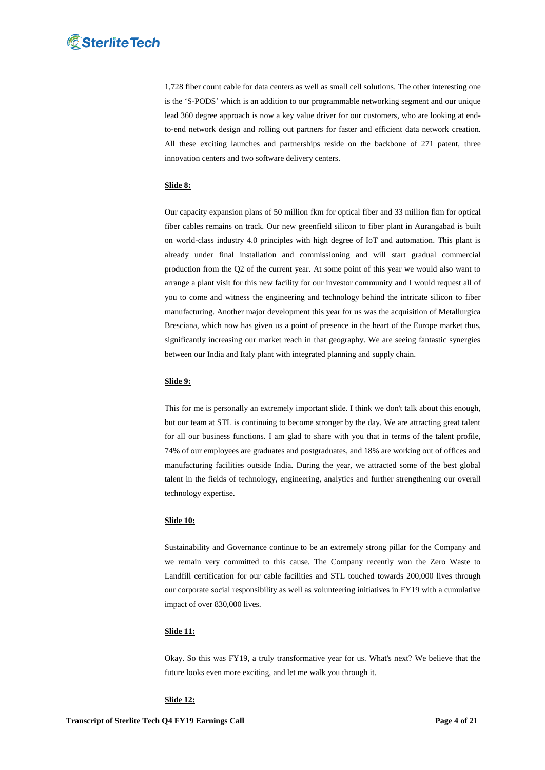1,728 fiber count cable for data centers as well as small cell solutions. The other interesting one is the 'S-PODS' which is an addition to our programmable networking segment and our unique lead 360 degree approach is now a key value driver for our customers, who are looking at end-to-end network design and rolling out partners for faster and efficient data network creation. All these exciting launches and partnerships reside on the backbone of 271 patent, three innovation centers and two software delivery centers.

**Slide 8:**

Our capacity expansion plans of 50 million fkm for optical fiber and 33 million fkm for optical fiber cables remains on track. Our new greenfield silicon to fiber plant in Aurangabad is built on world-class industry 4.0 principles with high degree of IoT and automation. This plant is already under final installation and commissioning and will start gradual commercial production from the Q2 of the current year. At some point of this year we would also want to arrange a plant visit for this new facility for our investor community and I would request all of you to come and witness the engineering and technology behind the intricate silicon to fiber manufacturing. Another major development this year for us was the acquisition of Metallurgica Bresciana, which now has given us a point of presence in the heart of the Europe market thus, significantly increasing our market reach in that geography. We are seeing fantastic synergies between our India and Italy plant with integrated planning and supply chain.

**Slide 9:**

This for me is personally an extremely important slide. I think we don't talk about this enough, but our team at STL is continuing to become stronger by the day. We are attracting great talent for all our business functions. I am glad to share with you that in terms of the talent profile, 74% of our employees are graduates and postgraduates, and 18% are working out of offices and manufacturing facilities outside India. During the year, we attracted some of the best global talent in the fields of technology, engineering, analytics and further strengthening our overall technology expertise.

**Slide 10:**

Sustainability and Governance continue to be an extremely strong pillar for the Company and we remain very committed to this cause. The Company recently won the Zero Waste to Landfill certification for our cable facilities and STL touched towards 200,000 lives through our corporate social responsibility as well as volunteering initiatives in FY19 with a cumulative impact of over 830,000 lives.

**Slide 11:**

Okay. So this was FY19, a truly transformative year for us. What's next? We believe that the future looks even more exciting, and let me walk you through it.

**Slide 12:**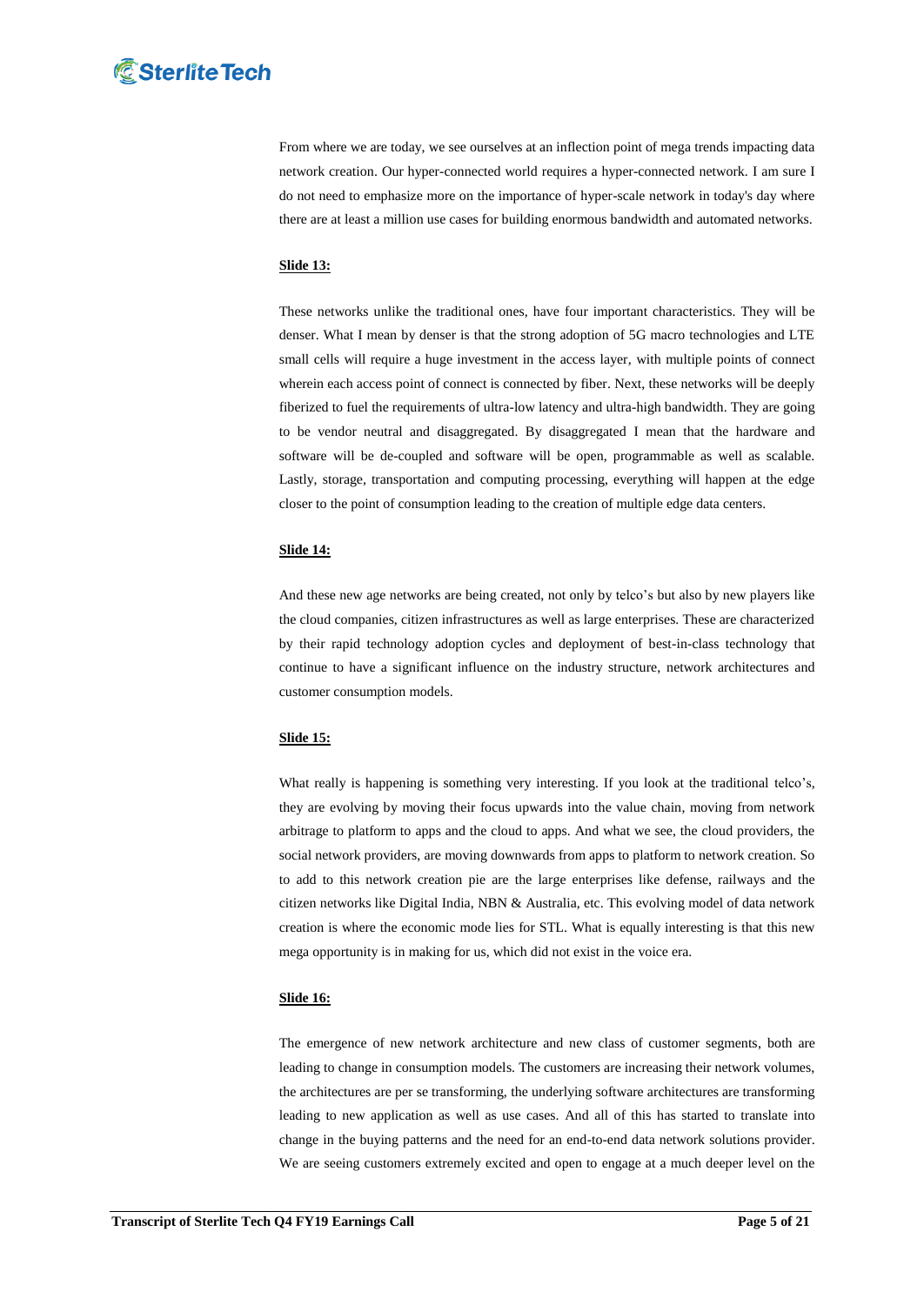From where we are today, we see ourselves at an inflection point of mega trends impacting data network creation. Our hyper-connected world requires a hyper-connected network. I am sure I do not need to emphasize more on the importance of hyper-scale network in today's day where there are at least a million use cases for building enormous bandwidth and automated networks.

**Slide 13:**

These networks unlike the traditional ones, have four important characteristics. They will be denser. What I mean by denser is that the strong adoption of 5G macro technologies and LTE small cells will require a huge investment in the access layer, with multiple points of connect wherein each access point of connect is connected by fiber. Next, these networks will be deeply fiberized to fuel the requirements of ultra-low latency and ultra-high bandwidth. They are going to be vendor neutral and disaggregated. By disaggregated I mean that the hardware and software will be de-coupled and software will be open, programmable as well as scalable. Lastly, storage, transportation and computing processing, everything will happen at the edge closer to the point of consumption leading to the creation of multiple edge data centers.

**Slide 14:**

And these new age networks are being created, not only by telco's but also by new players like the cloud companies, citizen infrastructures as well as large enterprises. These are characterized by their rapid technology adoption cycles and deployment of best-in-class technology that continue to have a significant influence on the industry structure, network architectures and customer consumption models.

**Slide 15:**

What really is happening is something very interesting. If you look at the traditional telco's, they are evolving by moving their focus upwards into the value chain, moving from network arbitrage to platform to apps and the cloud to apps. And what we see, the cloud providers, the social network providers, are moving downwards from apps to platform to network creation. So to add to this network creation pie are the large enterprises like defense, railways and the citizen networks like Digital India, NBN & Australia, etc. This evolving model of data network creation is where the economic mode lies for STL. What is equally interesting is that this new mega opportunity is in making for us, which did not exist in the voice era.

**Slide 16:**

The emergence of new network architecture and new class of customer segments, both are leading to change in consumption models. The customers are increasing their network volumes, the architectures are per se transforming, the underlying software architectures are transforming leading to new application as well as use cases. And all of this has started to translate into change in the buying patterns and the need for an end-to-end data network solutions provider. We are seeing customers extremely excited and open to engage at a much deeper level on the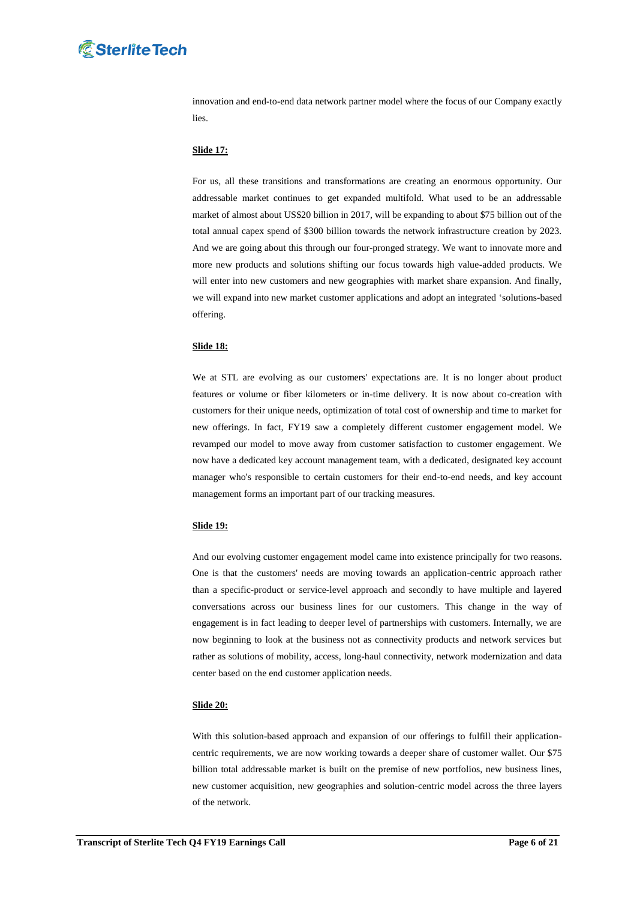innovation and end-to-end data network partner model where the focus of our Company exactly lies.

**Slide 17:**

For us, all these transitions and transformations are creating an enormous opportunity. Our addressable market continues to get expanded multifold. What used to be an addressable market of almost about US$20 billion in 2017, will be expanding to about $75 billion out of the total annual capex spend of $300 billion towards the network infrastructure creation by 2023. And we are going about this through our four-pronged strategy. We want to innovate more and more new products and solutions shifting our focus towards high value-added products. We will enter into new customers and new geographies with market share expansion. And finally, we will expand into new market customer applications and adopt an integrated 'solutions-based offering.

**Slide 18:**

We at STL are evolving as our customers' expectations are. It is no longer about product features or volume or fiber kilometers or in-time delivery. It is now about co-creation with customers for their unique needs, optimization of total cost of ownership and time to market for new offerings. In fact, FY19 saw a completely different customer engagement model. We revamped our model to move away from customer satisfaction to customer engagement. We now have a dedicated key account management team, with a dedicated, designated key account manager who's responsible to certain customers for their end-to-end needs, and key account management forms an important part of our tracking measures.

**Slide 19:**

And our evolving customer engagement model came into existence principally for two reasons. One is that the customers' needs are moving towards an application-centric approach rather than a specific-product or service-level approach and secondly to have multiple and layered conversations across our business lines for our customers. This change in the way of engagement is in fact leading to deeper level of partnerships with customers. Internally, we are now beginning to look at the business not as connectivity products and network services but rather as solutions of mobility, access, long-haul connectivity, network modernization and data center based on the end customer application needs.

**Slide 20:**

With this solution-based approach and expansion of our offerings to fulfill their application-centric requirements, we are now working towards a deeper share of customer wallet. Our $75 billion total addressable market is built on the premise of new portfolios, new business lines, new customer acquisition, new geographies and solution-centric model across the three layers of the network.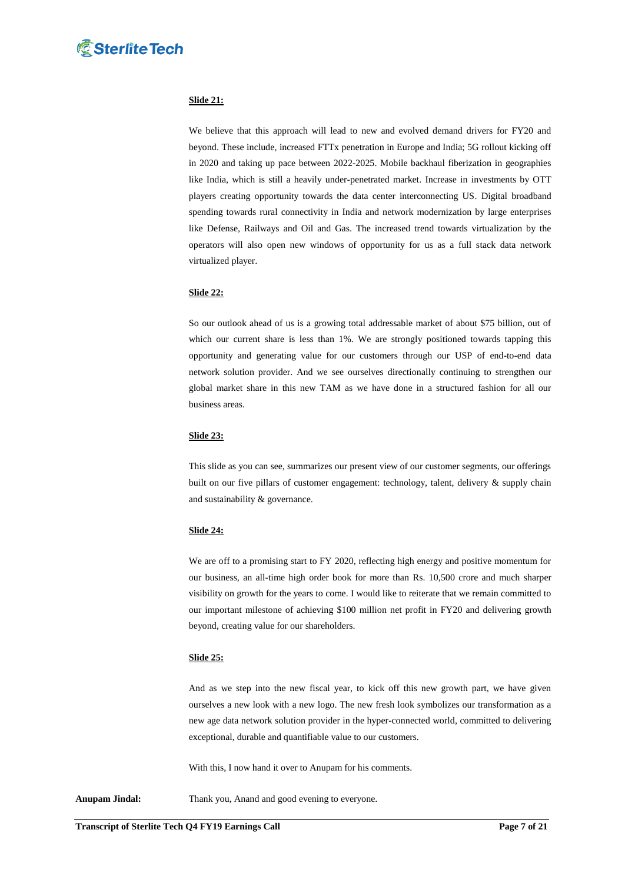**Slide 21:**

We believe that this approach will lead to new and evolved demand drivers for FY20 and beyond. These include, increased FTTx penetration in Europe and India; 5G rollout kicking off in 2020 and taking up pace between 2022-2025. Mobile backhaul fiberization in geographies like India, which is still a heavily under-penetrated market. Increase in investments by OTT players creating opportunity towards the data center interconnecting US. Digital broadband spending towards rural connectivity in India and network modernization by large enterprises like Defense, Railways and Oil and Gas. The increased trend towards virtualization by the operators will also open new windows of opportunity for us as a full stack data network virtualized player.

**Slide 22:**

So our outlook ahead of us is a growing total addressable market of about $75 billion, out of which our current share is less than 1%. We are strongly positioned towards tapping this opportunity and generating value for our customers through our USP of end-to-end data network solution provider. And we see ourselves directionally continuing to strengthen our global market share in this new TAM as we have done in a structured fashion for all our business areas.

**Slide 23:**

This slide as you can see, summarizes our present view of our customer segments, our offerings built on our five pillars of customer engagement: technology, talent, delivery & supply chain and sustainability & governance.

**Slide 24:**

We are off to a promising start to FY 2020, reflecting high energy and positive momentum for our business, an all-time high order book for more than Rs. 10,500 crore and much sharper visibility on growth for the years to come. I would like to reiterate that we remain committed to our important milestone of achieving $100 million net profit in FY20 and delivering growth beyond, creating value for our shareholders.

**Slide 25:**

And as we step into the new fiscal year, to kick off this new growth part, we have given ourselves a new look with a new logo. The new fresh look symbolizes our transformation as a new age data network solution provider in the hyper-connected world, committed to delivering exceptional, durable and quantifiable value to our customers.

With this, I now hand it over to Anupam for his comments.

**Anupam Jindal:** Thank you, Anand and good evening to everyone.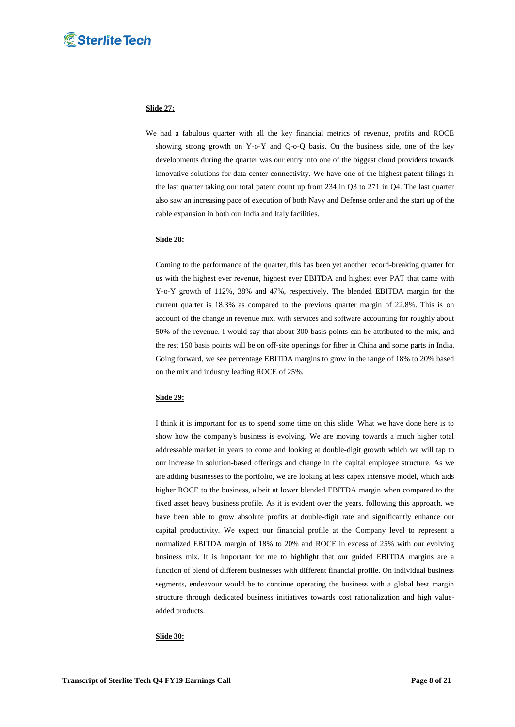**Slide 27:**

We had a fabulous quarter with all the key financial metrics of revenue, profits and ROCE showing strong growth on Y-o-Y and Q-o-Q basis. On the business side, one of the key developments during the quarter was our entry into one of the biggest cloud providers towards innovative solutions for data center connectivity. We have one of the highest patent filings in the last quarter taking our total patent count up from 234 in Q3 to 271 in Q4. The last quarter also saw an increasing pace of execution of both Navy and Defense order and the start up of the cable expansion in both our India and Italy facilities.

**Slide 28:**

Coming to the performance of the quarter, this has been yet another record-breaking quarter for us with the highest ever revenue, highest ever EBITDA and highest ever PAT that came with Y-o-Y growth of 112%, 38% and 47%, respectively. The blended EBITDA margin for the current quarter is 18.3% as compared to the previous quarter margin of 22.8%. This is on account of the change in revenue mix, with services and software accounting for roughly about 50% of the revenue. I would say that about 300 basis points can be attributed to the mix, and the rest 150 basis points will be on off-site openings for fiber in China and some parts in India. Going forward, we see percentage EBITDA margins to grow in the range of 18% to 20% based on the mix and industry leading ROCE of 25%.

**Slide 29:**

I think it is important for us to spend some time on this slide. What we have done here is to show how the company's business is evolving. We are moving towards a much higher total addressable market in years to come and looking at double-digit growth which we will tap to our increase in solution-based offerings and change in the capital employee structure. As we are adding businesses to the portfolio, we are looking at less capex intensive model, which aids higher ROCE to the business, albeit at lower blended EBITDA margin when compared to the fixed asset heavy business profile. As it is evident over the years, following this approach, we have been able to grow absolute profits at double-digit rate and significantly enhance our capital productivity. We expect our financial profile at the Company level to represent a normalized EBITDA margin of 18% to 20% and ROCE in excess of 25% with our evolving business mix. It is important for me to highlight that our guided EBITDA margins are a function of blend of different businesses with different financial profile. On individual business segments, endeavour would be to continue operating the business with a global best margin structure through dedicated business initiatives towards cost rationalization and high value-added products.

**Slide 30:**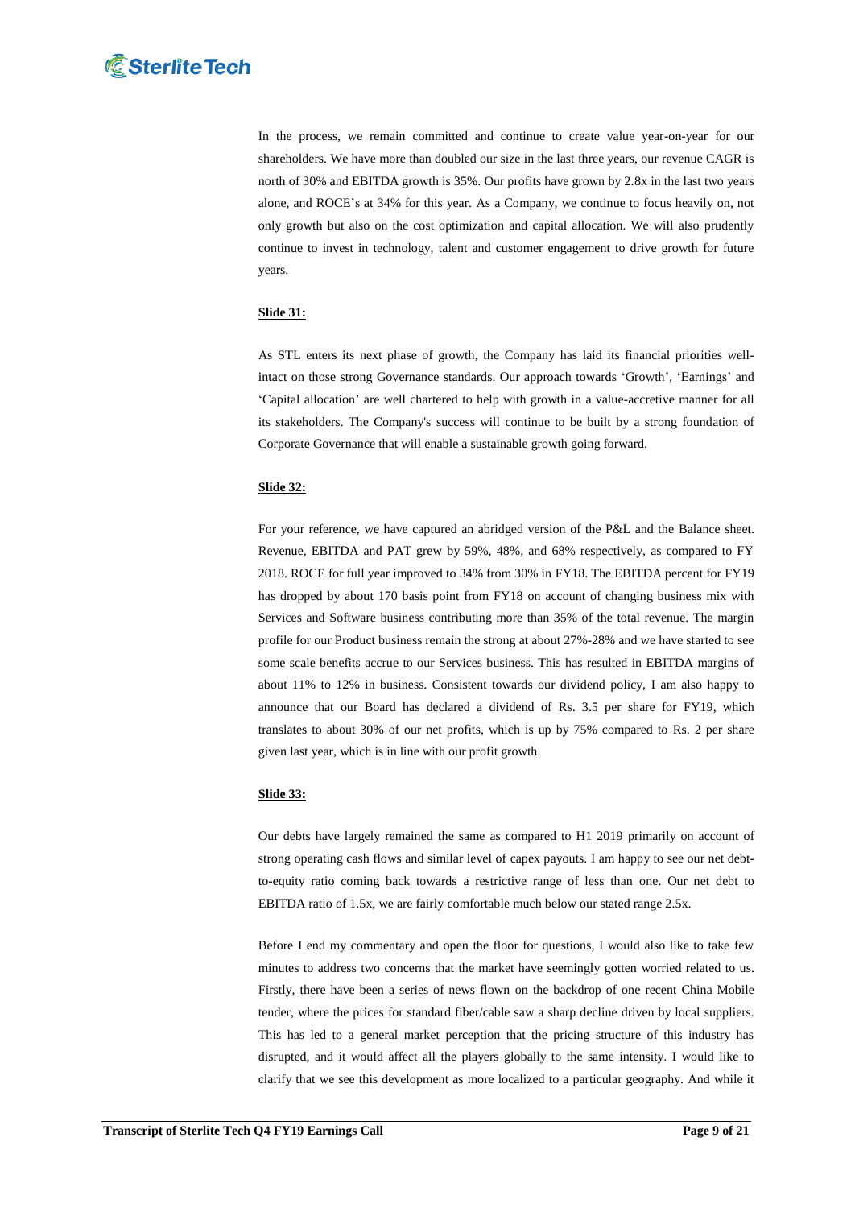In the process, we remain committed and continue to create value year-on-year for our shareholders. We have more than doubled our size in the last three years, our revenue CAGR is north of 30% and EBITDA growth is 35%. Our profits have grown by 2.8x in the last two years alone, and ROCE's at 34% for this year. As a Company, we continue to focus heavily on, not only growth but also on the cost optimization and capital allocation. We will also prudently continue to invest in technology, talent and customer engagement to drive growth for future years.

**Slide 31:**

As STL enters its next phase of growth, the Company has laid its financial priorities well-intact on those strong Governance standards. Our approach towards 'Growth', 'Earnings' and 'Capital allocation' are well chartered to help with growth in a value-accretive manner for all its stakeholders. The Company's success will continue to be built by a strong foundation of Corporate Governance that will enable a sustainable growth going forward.

**Slide 32:**

For your reference, we have captured an abridged version of the P&L and the Balance sheet. Revenue, EBITDA and PAT grew by 59%, 48%, and 68% respectively, as compared to FY 2018. ROCE for full year improved to 34% from 30% in FY18. The EBITDA percent for FY19 has dropped by about 170 basis point from FY18 on account of changing business mix with Services and Software business contributing more than 35% of the total revenue. The margin profile for our Product business remain the strong at about 27%-28% and we have started to see some scale benefits accrue to our Services business. This has resulted in EBITDA margins of about 11% to 12% in business. Consistent towards our dividend policy, I am also happy to announce that our Board has declared a dividend of Rs. 3.5 per share for FY19, which translates to about 30% of our net profits, which is up by 75% compared to Rs. 2 per share given last year, which is in line with our profit growth.

**Slide 33:**

Our debts have largely remained the same as compared to H1 2019 primarily on account of strong operating cash flows and similar level of capex payouts. I am happy to see our net debt-to-equity ratio coming back towards a restrictive range of less than one. Our net debt to EBITDA ratio of 1.5x, we are fairly comfortable much below our stated range 2.5x.

Before I end my commentary and open the floor for questions, I would also like to take few minutes to address two concerns that the market have seemingly gotten worried related to us. Firstly, there have been a series of news flown on the backdrop of one recent China Mobile tender, where the prices for standard fiber/cable saw a sharp decline driven by local suppliers. This has led to a general market perception that the pricing structure of this industry has disrupted, and it would affect all the players globally to the same intensity. I would like to clarify that we see this development as more localized to a particular geography. And while it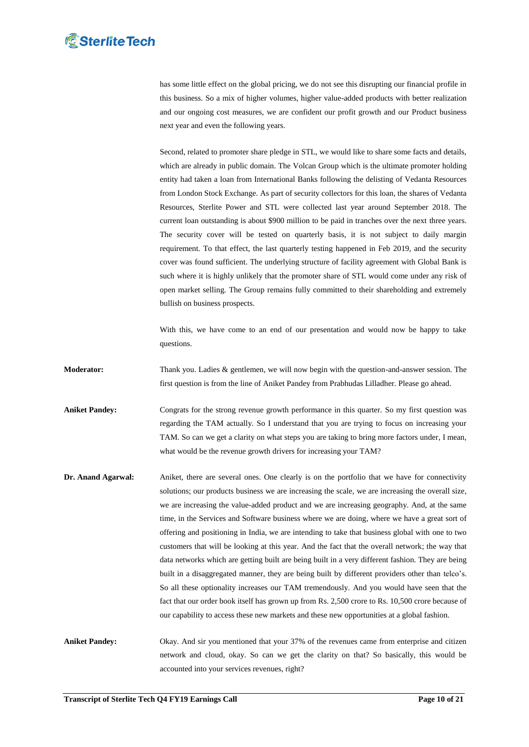has some little effect on the global pricing, we do not see this disrupting our financial profile in this business. So a mix of higher volumes, higher value-added products with better realization and our ongoing cost measures, we are confident our profit growth and our Product business next year and even the following years.

Second, related to promoter share pledge in STL, we would like to share some facts and details, which are already in public domain. The Volcan Group which is the ultimate promoter holding entity had taken a loan from International Banks following the delisting of Vedanta Resources from London Stock Exchange. As part of security collectors for this loan, the shares of Vedanta Resources, Sterlite Power and STL were collected last year around September 2018. The current loan outstanding is about $900 million to be paid in tranches over the next three years. The security cover will be tested on quarterly basis, it is not subject to daily margin requirement. To that effect, the last quarterly testing happened in Feb 2019, and the security cover was found sufficient. The underlying structure of facility agreement with Global Bank is such where it is highly unlikely that the promoter share of STL would come under any risk of open market selling. The Group remains fully committed to their shareholding and extremely bullish on business prospects.

With this, we have come to an end of our presentation and would now be happy to take questions.

**Moderator:** Thank you. Ladies & gentlemen, we will now begin with the question-and-answer session. The first question is from the line of Aniket Pandey from Prabhudas Lilladher. Please go ahead.

**Aniket Pandey:** Congrats for the strong revenue growth performance in this quarter. So my first question was regarding the TAM actually. So I understand that you are trying to focus on increasing your TAM. So can we get a clarity on what steps you are taking to bring more factors under, I mean, what would be the revenue growth drivers for increasing your TAM?

**Dr. Anand Agarwal:** Aniket, there are several ones. One clearly is on the portfolio that we have for connectivity solutions; our products business we are increasing the scale, we are increasing the overall size, we are increasing the value-added product and we are increasing geography. And, at the same time, in the Services and Software business where we are doing, where we have a great sort of offering and positioning in India, we are intending to take that business global with one to two customers that will be looking at this year. And the fact that the overall network; the way that data networks which are getting built are being built in a very different fashion. They are being built in a disaggregated manner, they are being built by different providers other than telco's. So all these optionality increases our TAM tremendously. And you would have seen that the fact that our order book itself has grown up from Rs. 2,500 crore to Rs. 10,500 crore because of our capability to access these new markets and these new opportunities at a global fashion.

**Aniket Pandey:** Okay. And sir you mentioned that your 37% of the revenues came from enterprise and citizen network and cloud, okay. So can we get the clarity on that? So basically, this would be accounted into your services revenues, right?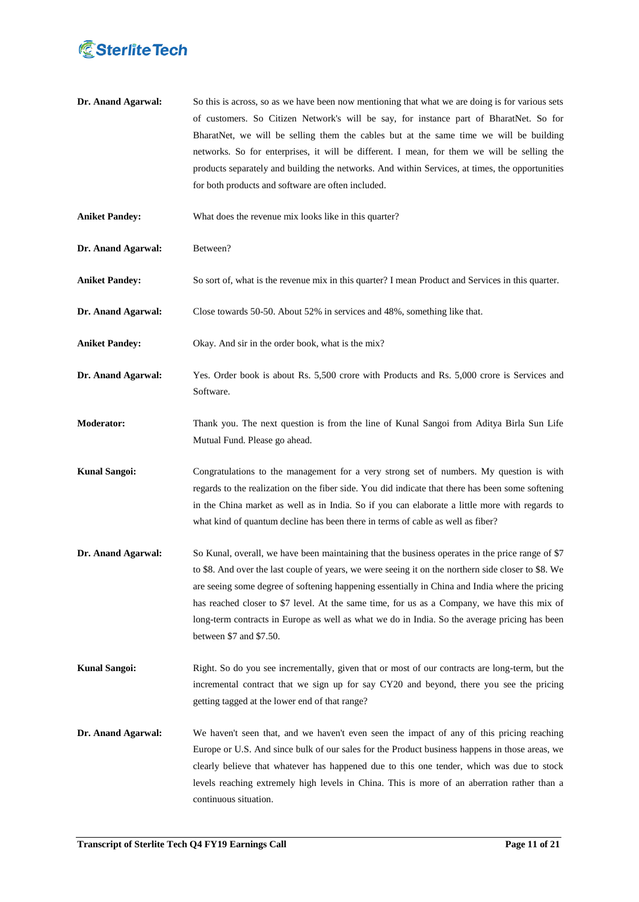**Dr. Anand Agarwal:** So this is across, so as we have been now mentioning that what we are doing is for various sets of customers. So Citizen Network's will be say, for instance part of BharatNet. So for BharatNet, we will be selling them the cables but at the same time we will be building networks. So for enterprises, it will be different. I mean, for them we will be selling the products separately and building the networks. And within Services, at times, the opportunities for both products and software are often included.

**Aniket Pandey:** What does the revenue mix looks like in this quarter?

**Dr. Anand Agarwal:** Between?

**Aniket Pandey:** So sort of, what is the revenue mix in this quarter? I mean Product and Services in this quarter.

**Dr. Anand Agarwal:** Close towards 50-50. About 52% in services and 48%, something like that.

**Aniket Pandey:** Okay. And sir in the order book, what is the mix?

**Dr. Anand Agarwal:** Yes. Order book is about Rs. 5,500 crore with Products and Rs. 5,000 crore is Services and Software.

**Moderator:** Thank you. The next question is from the line of Kunal Sangoi from Aditya Birla Sun Life Mutual Fund. Please go ahead.

**Kunal Sangoi:** Congratulations to the management for a very strong set of numbers. My question is with regards to the realization on the fiber side. You did indicate that there has been some softening in the China market as well as in India. So if you can elaborate a little more with regards to what kind of quantum decline has been there in terms of cable as well as fiber?

**Dr. Anand Agarwal:** So Kunal, overall, we have been maintaining that the business operates in the price range of $7 to $8. And over the last couple of years, we were seeing it on the northern side closer to $8. We are seeing some degree of softening happening essentially in China and India where the pricing has reached closer to $7 level. At the same time, for us as a Company, we have this mix of long-term contracts in Europe as well as what we do in India. So the average pricing has been between $7 and $7.50.

**Kunal Sangoi:** Right. So do you see incrementally, given that or most of our contracts are long-term, but the incremental contract that we sign up for say CY20 and beyond, there you see the pricing getting tagged at the lower end of that range?

**Dr. Anand Agarwal:** We haven't seen that, and we haven't even seen the impact of any of this pricing reaching Europe or U.S. And since bulk of our sales for the Product business happens in those areas, we clearly believe that whatever has happened due to this one tender, which was due to stock levels reaching extremely high levels in China. This is more of an aberration rather than a continuous situation.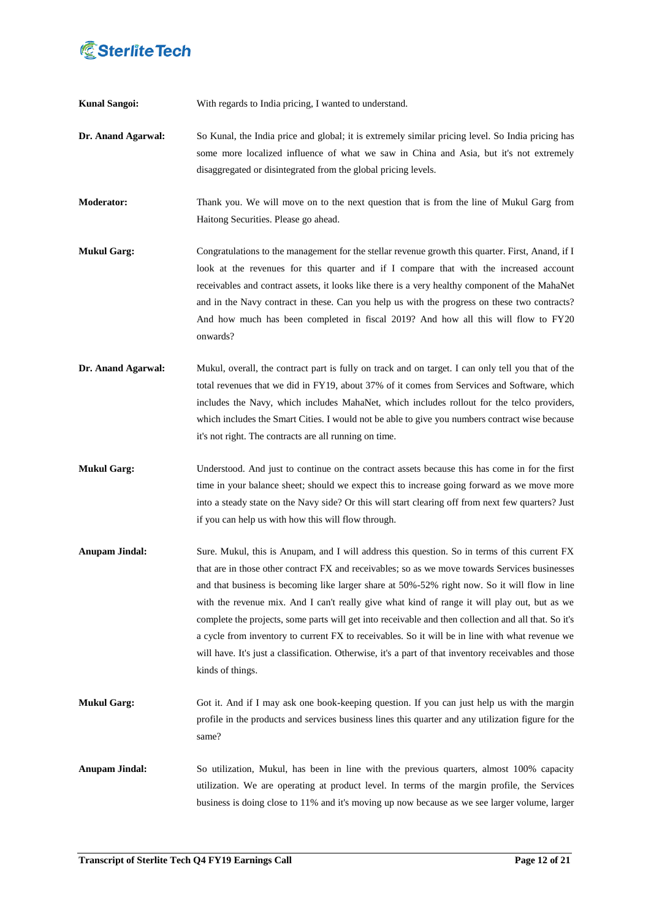**Kunal Sangoi:** With regards to India pricing, I wanted to understand.

**Dr. Anand Agarwal:** So Kunal, the India price and global; it is extremely similar pricing level. So India pricing has some more localized influence of what we saw in China and Asia, but it's not extremely disaggregated or disintegrated from the global pricing levels.

**Moderator:** Thank you. We will move on to the next question that is from the line of Mukul Garg from Haitong Securities. Please go ahead.

**Mukul Garg:** Congratulations to the management for the stellar revenue growth this quarter. First, Anand, if I look at the revenues for this quarter and if I compare that with the increased account receivables and contract assets, it looks like there is a very healthy component of the MahaNet and in the Navy contract in these. Can you help us with the progress on these two contracts? And how much has been completed in fiscal 2019? And how all this will flow to FY20 onwards?

**Dr. Anand Agarwal:** Mukul, overall, the contract part is fully on track and on target. I can only tell you that of the total revenues that we did in FY19, about 37% of it comes from Services and Software, which includes the Navy, which includes MahaNet, which includes rollout for the telco providers, which includes the Smart Cities. I would not be able to give you numbers contract wise because it's not right. The contracts are all running on time.

**Mukul Garg:** Understood. And just to continue on the contract assets because this has come in for the first time in your balance sheet; should we expect this to increase going forward as we move more into a steady state on the Navy side? Or this will start clearing off from next few quarters? Just if you can help us with how this will flow through.

**Anupam Jindal:** Sure. Mukul, this is Anupam, and I will address this question. So in terms of this current FX that are in those other contract FX and receivables; so as we move towards Services businesses and that business is becoming like larger share at 50%-52% right now. So it will flow in line with the revenue mix. And I can't really give what kind of range it will play out, but as we complete the projects, some parts will get into receivable and then collection and all that. So it's a cycle from inventory to current FX to receivables. So it will be in line with what revenue we will have. It's just a classification. Otherwise, it's a part of that inventory receivables and those kinds of things.

**Mukul Garg:** Got it. And if I may ask one book-keeping question. If you can just help us with the margin profile in the products and services business lines this quarter and any utilization figure for the same?

**Anupam Jindal:** So utilization, Mukul, has been in line with the previous quarters, almost 100% capacity utilization. We are operating at product level. In terms of the margin profile, the Services business is doing close to 11% and it's moving up now because as we see larger volume, larger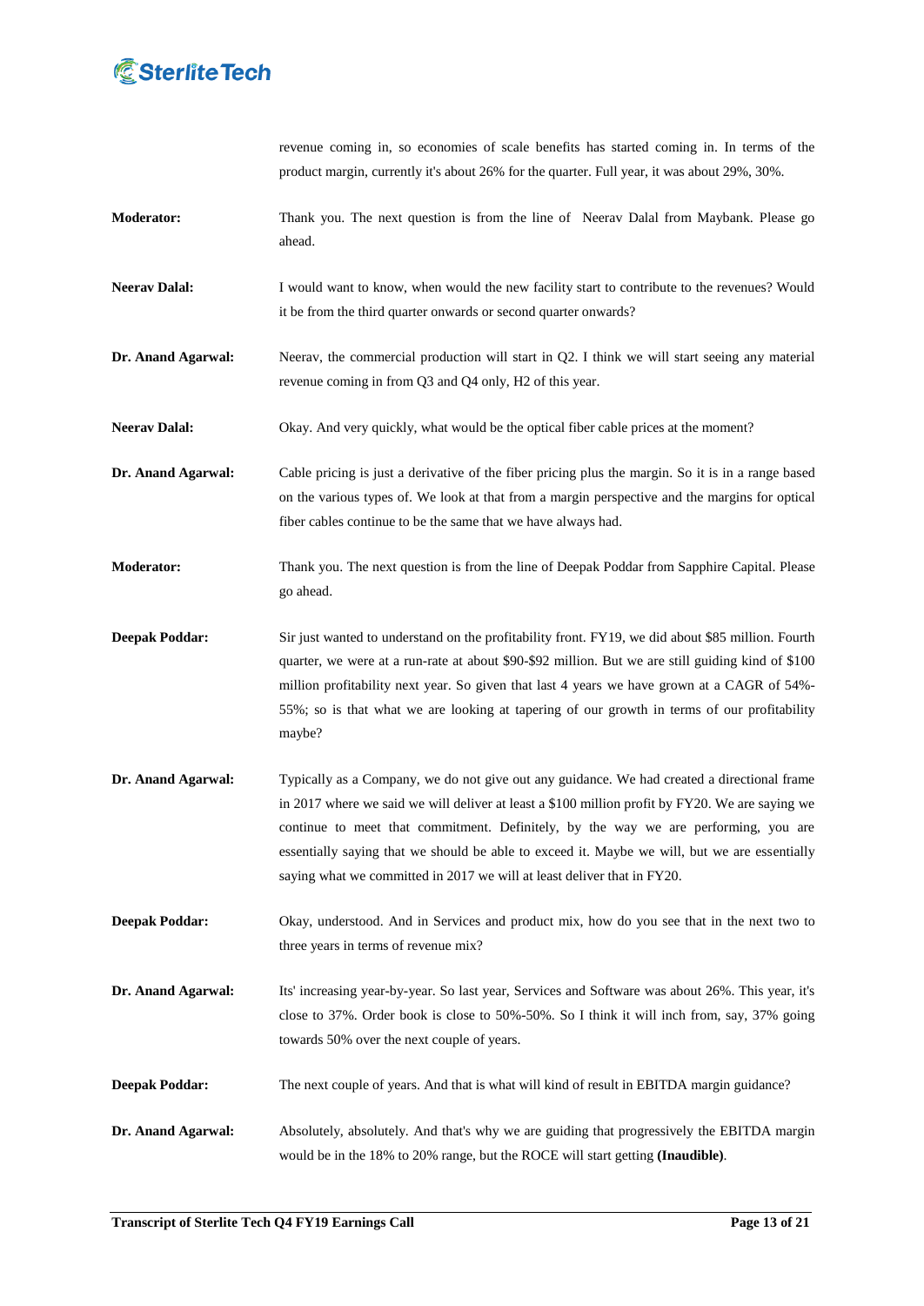revenue coming in, so economies of scale benefits has started coming in. In terms of the product margin, currently it's about 26% for the quarter. Full year, it was about 29%, 30%.

**Moderator:** Thank you. The next question is from the line of Neerav Dalal from Maybank. Please go ahead.

**Neerav Dalal:** I would want to know, when would the new facility start to contribute to the revenues? Would it be from the third quarter onwards or second quarter onwards?

**Dr. Anand Agarwal:** Neerav, the commercial production will start in Q2. I think we will start seeing any material revenue coming in from Q3 and Q4 only, H2 of this year.

**Neerav Dalal:** Okay. And very quickly, what would be the optical fiber cable prices at the moment?

**Dr. Anand Agarwal:** Cable pricing is just a derivative of the fiber pricing plus the margin. So it is in a range based on the various types of. We look at that from a margin perspective and the margins for optical fiber cables continue to be the same that we have always had.

**Moderator:** Thank you. The next question is from the line of Deepak Poddar from Sapphire Capital. Please go ahead.

**Deepak Poddar:** Sir just wanted to understand on the profitability front. FY19, we did about $85 million. Fourth quarter, we were at a run-rate at about $90-$92 million. But we are still guiding kind of $100 million profitability next year. So given that last 4 years we have grown at a CAGR of 54%-55%; so is that what we are looking at tapering of our growth in terms of our profitability maybe?

**Dr. Anand Agarwal:** Typically as a Company, we do not give out any guidance. We had created a directional frame in 2017 where we said we will deliver at least a $100 million profit by FY20. We are saying we continue to meet that commitment. Definitely, by the way we are performing, you are essentially saying that we should be able to exceed it. Maybe we will, but we are essentially saying what we committed in 2017 we will at least deliver that in FY20.

**Deepak Poddar:** Okay, understood. And in Services and product mix, how do you see that in the next two to three years in terms of revenue mix?

**Dr. Anand Agarwal:** Its' increasing year-by-year. So last year, Services and Software was about 26%. This year, it's close to 37%. Order book is close to 50%-50%. So I think it will inch from, say, 37% going towards 50% over the next couple of years.

**Deepak Poddar:** The next couple of years. And that is what will kind of result in EBITDA margin guidance?

**Dr. Anand Agarwal:** Absolutely, absolutely. And that's why we are guiding that progressively the EBITDA margin would be in the 18% to 20% range, but the ROCE will start getting **(Inaudible)**.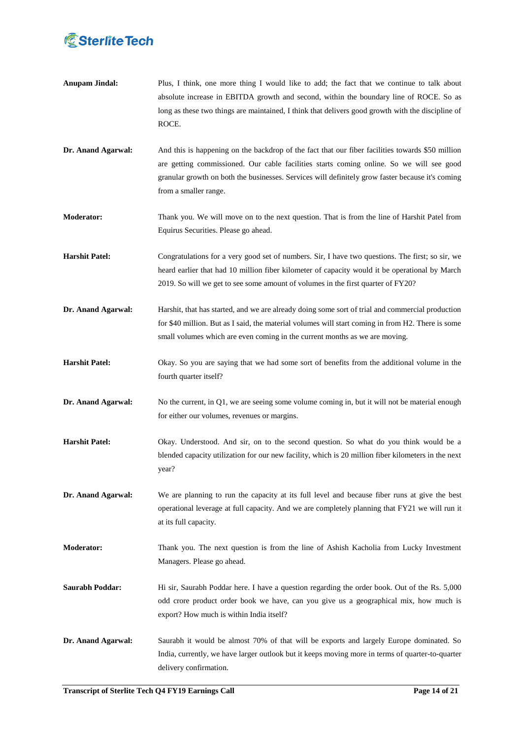**Anupam Jindal:** Plus, I think, one more thing I would like to add; the fact that we continue to talk about absolute increase in EBITDA growth and second, within the boundary line of ROCE. So as long as these two things are maintained, I think that delivers good growth with the discipline of ROCE.

**Dr. Anand Agarwal:** And this is happening on the backdrop of the fact that our fiber facilities towards $50 million are getting commissioned. Our cable facilities starts coming online. So we will see good granular growth on both the businesses. Services will definitely grow faster because it's coming from a smaller range.

**Moderator:** Thank you. We will move on to the next question. That is from the line of Harshit Patel from Equirus Securities. Please go ahead.

**Harshit Patel:** Congratulations for a very good set of numbers. Sir, I have two questions. The first; so sir, we heard earlier that had 10 million fiber kilometer of capacity would it be operational by March 2019. So will we get to see some amount of volumes in the first quarter of FY20?

**Dr. Anand Agarwal:** Harshit, that has started, and we are already doing some sort of trial and commercial production for $40 million. But as I said, the material volumes will start coming in from H2. There is some small volumes which are even coming in the current months as we are moving.

**Harshit Patel:** Okay. So you are saying that we had some sort of benefits from the additional volume in the fourth quarter itself?

**Dr. Anand Agarwal:** No the current, in Q1, we are seeing some volume coming in, but it will not be material enough for either our volumes, revenues or margins.

**Harshit Patel:** Okay. Understood. And sir, on to the second question. So what do you think would be a blended capacity utilization for our new facility, which is 20 million fiber kilometers in the next year?

**Dr. Anand Agarwal:** We are planning to run the capacity at its full level and because fiber runs at give the best operational leverage at full capacity. And we are completely planning that FY21 we will run it at its full capacity.

**Moderator:** Thank you. The next question is from the line of Ashish Kacholia from Lucky Investment Managers. Please go ahead.

**Saurabh Poddar:** Hi sir, Saurabh Poddar here. I have a question regarding the order book. Out of the Rs. 5,000 odd crore product order book we have, can you give us a geographical mix, how much is export? How much is within India itself?

**Dr. Anand Agarwal:** Saurabh it would be almost 70% of that will be exports and largely Europe dominated. So India, currently, we have larger outlook but it keeps moving more in terms of quarter-to-quarter delivery confirmation.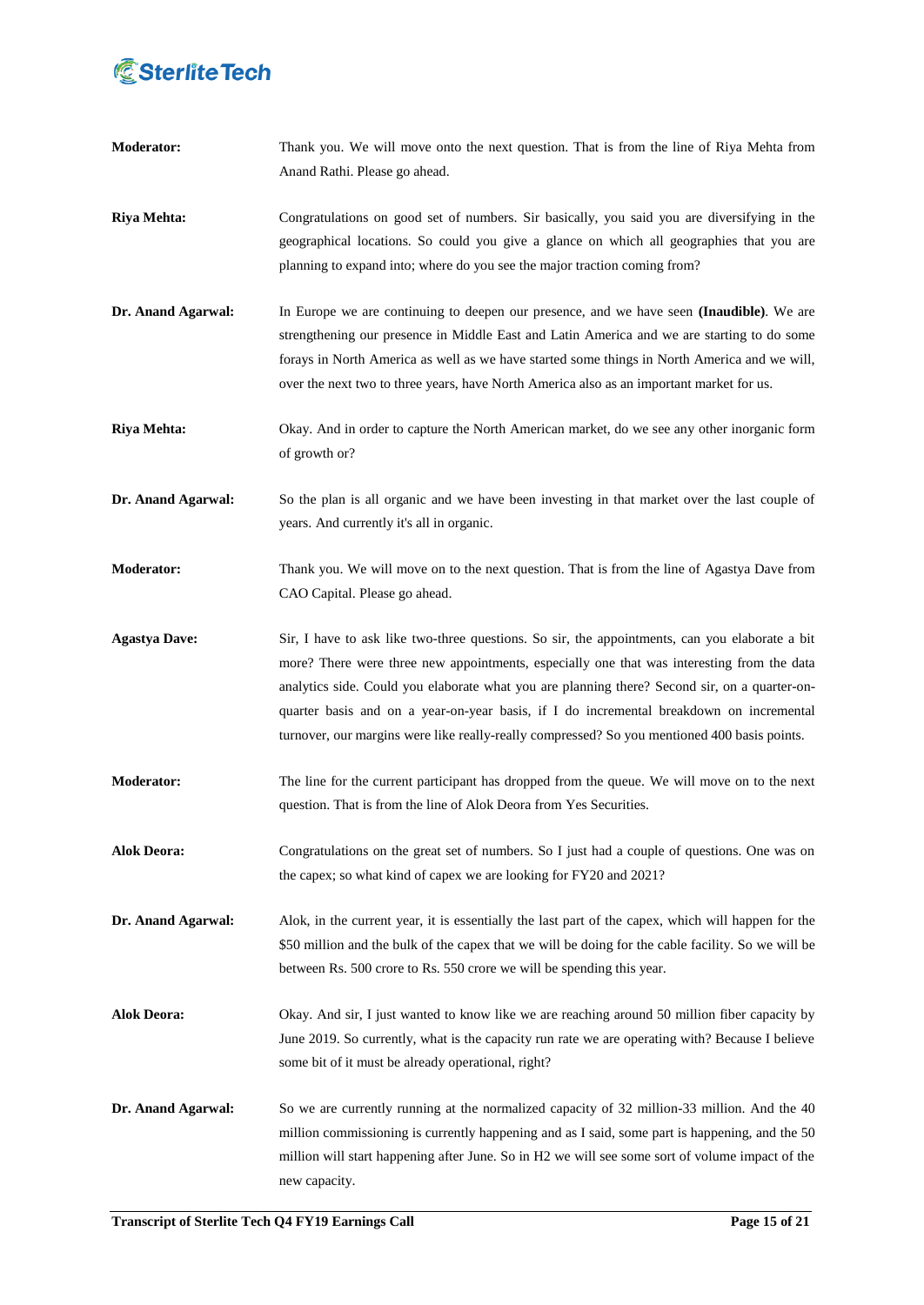**Moderator:** Thank you. We will move onto the next question. That is from the line of Riya Mehta from Anand Rathi. Please go ahead.

**Riya Mehta:** Congratulations on good set of numbers. Sir basically, you said you are diversifying in the geographical locations. So could you give a glance on which all geographies that you are planning to expand into; where do you see the major traction coming from?

**Dr. Anand Agarwal:** In Europe we are continuing to deepen our presence, and we have seen **(Inaudible)**. We are strengthening our presence in Middle East and Latin America and we are starting to do some forays in North America as well as we have started some things in North America and we will, over the next two to three years, have North America also as an important market for us.

**Riya Mehta:** Okay. And in order to capture the North American market, do we see any other inorganic form of growth or?

**Dr. Anand Agarwal:** So the plan is all organic and we have been investing in that market over the last couple of years. And currently it's all in organic.

**Moderator:** Thank you. We will move on to the next question. That is from the line of Agastya Dave from CAO Capital. Please go ahead.

**Agastya Dave:** Sir, I have to ask like two-three questions. So sir, the appointments, can you elaborate a bit more? There were three new appointments, especially one that was interesting from the data analytics side. Could you elaborate what you are planning there? Second sir, on a quarter-on-quarter basis and on a year-on-year basis, if I do incremental breakdown on incremental turnover, our margins were like really-really compressed? So you mentioned 400 basis points.

**Moderator:** The line for the current participant has dropped from the queue. We will move on to the next question. That is from the line of Alok Deora from Yes Securities.

**Alok Deora:** Congratulations on the great set of numbers. So I just had a couple of questions. One was on the capex; so what kind of capex we are looking for FY20 and 2021?

**Dr. Anand Agarwal:** Alok, in the current year, it is essentially the last part of the capex, which will happen for the $50 million and the bulk of the capex that we will be doing for the cable facility. So we will be between Rs. 500 crore to Rs. 550 crore we will be spending this year.

**Alok Deora:** Okay. And sir, I just wanted to know like we are reaching around 50 million fiber capacity by June 2019. So currently, what is the capacity run rate we are operating with? Because I believe some bit of it must be already operational, right?

**Dr. Anand Agarwal:** So we are currently running at the normalized capacity of 32 million-33 million. And the 40 million commissioning is currently happening and as I said, some part is happening, and the 50 million will start happening after June. So in H2 we will see some sort of volume impact of the new capacity.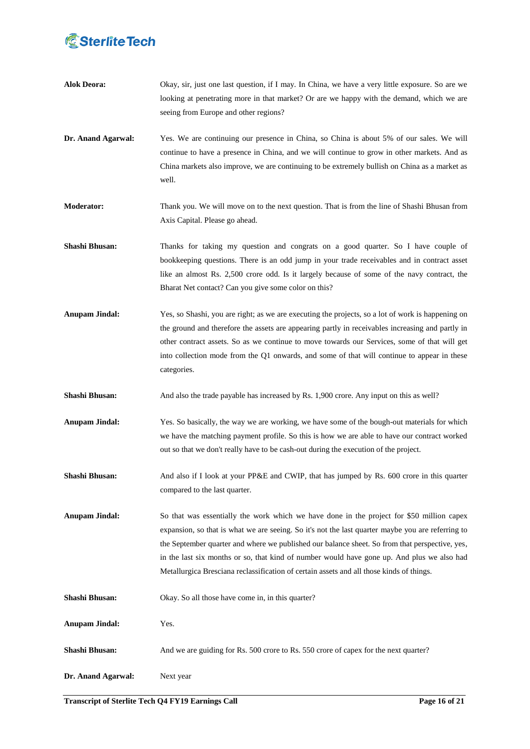**Alok Deora:** Okay, sir, just one last question, if I may. In China, we have a very little exposure. So are we looking at penetrating more in that market? Or are we happy with the demand, which we are seeing from Europe and other regions?

**Dr. Anand Agarwal:** Yes. We are continuing our presence in China, so China is about 5% of our sales. We will continue to have a presence in China, and we will continue to grow in other markets. And as China markets also improve, we are continuing to be extremely bullish on China as a market as well.

**Moderator:** Thank you. We will move on to the next question. That is from the line of Shashi Bhusan from Axis Capital. Please go ahead.

**Shashi Bhusan:** Thanks for taking my question and congrats on a good quarter. So I have couple of bookkeeping questions. There is an odd jump in your trade receivables and in contract asset like an almost Rs. 2,500 crore odd. Is it largely because of some of the navy contract, the Bharat Net contact? Can you give some color on this?

**Anupam Jindal:** Yes, so Shashi, you are right; as we are executing the projects, so a lot of work is happening on the ground and therefore the assets are appearing partly in receivables increasing and partly in other contract assets. So as we continue to move towards our Services, some of that will get into collection mode from the Q1 onwards, and some of that will continue to appear in these categories.

**Shashi Bhusan:** And also the trade payable has increased by Rs. 1,900 crore. Any input on this as well?

**Anupam Jindal:** Yes. So basically, the way we are working, we have some of the bough-out materials for which we have the matching payment profile. So this is how we are able to have our contract worked out so that we don't really have to be cash-out during the execution of the project.

**Shashi Bhusan:** And also if I look at your PP&E and CWIP, that has jumped by Rs. 600 crore in this quarter compared to the last quarter.

**Anupam Jindal:** So that was essentially the work which we have done in the project for $50 million capex expansion, so that is what we are seeing. So it's not the last quarter maybe you are referring to the September quarter and where we published our balance sheet. So from that perspective, yes, in the last six months or so, that kind of number would have gone up. And plus we also had Metallurgica Bresciana reclassification of certain assets and all those kinds of things.

**Shashi Bhusan:** Okay. So all those have come in, in this quarter?

**Anupam Jindal:** Yes.

**Shashi Bhusan:** And we are guiding for Rs. 500 crore to Rs. 550 crore of capex for the next quarter?

**Dr. Anand Agarwal:** Next year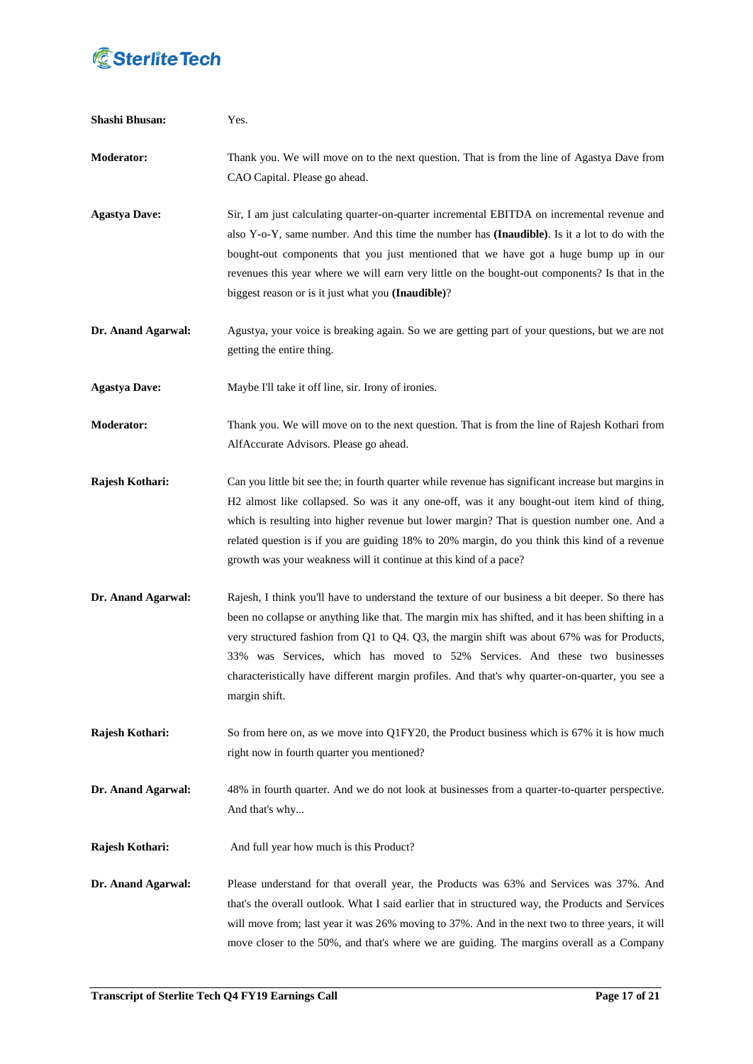**Shashi Bhusan:** Yes.

**Moderator:** Thank you. We will move on to the next question. That is from the line of Agastya Dave from CAO Capital. Please go ahead.

**Agastya Dave:** Sir, I am just calculating quarter-on-quarter incremental EBITDA on incremental revenue and also Y-o-Y, same number. And this time the number has **(Inaudible)**. Is it a lot to do with the bought-out components that you just mentioned that we have got a huge bump up in our revenues this year where we will earn very little on the bought-out components? Is that in the biggest reason or is it just what you **(Inaudible)**?

**Dr. Anand Agarwal:** Agustya, your voice is breaking again. So we are getting part of your questions, but we are not getting the entire thing.

**Agastya Dave:** Maybe I'll take it off line, sir. Irony of ironies.

**Moderator:** Thank you. We will move on to the next question. That is from the line of Rajesh Kothari from AlfAccurate Advisors. Please go ahead.

**Rajesh Kothari:** Can you little bit see the; in fourth quarter while revenue has significant increase but margins in H2 almost like collapsed. So was it any one-off, was it any bought-out item kind of thing, which is resulting into higher revenue but lower margin? That is question number one. And a related question is if you are guiding 18% to 20% margin, do you think this kind of a revenue growth was your weakness will it continue at this kind of a pace?

**Dr. Anand Agarwal:** Rajesh, I think you'll have to understand the texture of our business a bit deeper. So there has been no collapse or anything like that. The margin mix has shifted, and it has been shifting in a very structured fashion from Q1 to Q4. Q3, the margin shift was about 67% was for Products, 33% was Services, which has moved to 52% Services. And these two businesses characteristically have different margin profiles. And that's why quarter-on-quarter, you see a margin shift.

**Rajesh Kothari:** So from here on, as we move into Q1FY20, the Product business which is 67% it is how much right now in fourth quarter you mentioned?

**Dr. Anand Agarwal:** 48% in fourth quarter. And we do not look at businesses from a quarter-to-quarter perspective. And that's why...

**Rajesh Kothari:** And full year how much is this Product?

**Dr. Anand Agarwal:** Please understand for that overall year, the Products was 63% and Services was 37%. And that's the overall outlook. What I said earlier that in structured way, the Products and Services will move from; last year it was 26% moving to 37%. And in the next two to three years, it will move closer to the 50%, and that's where we are guiding. The margins overall as a Company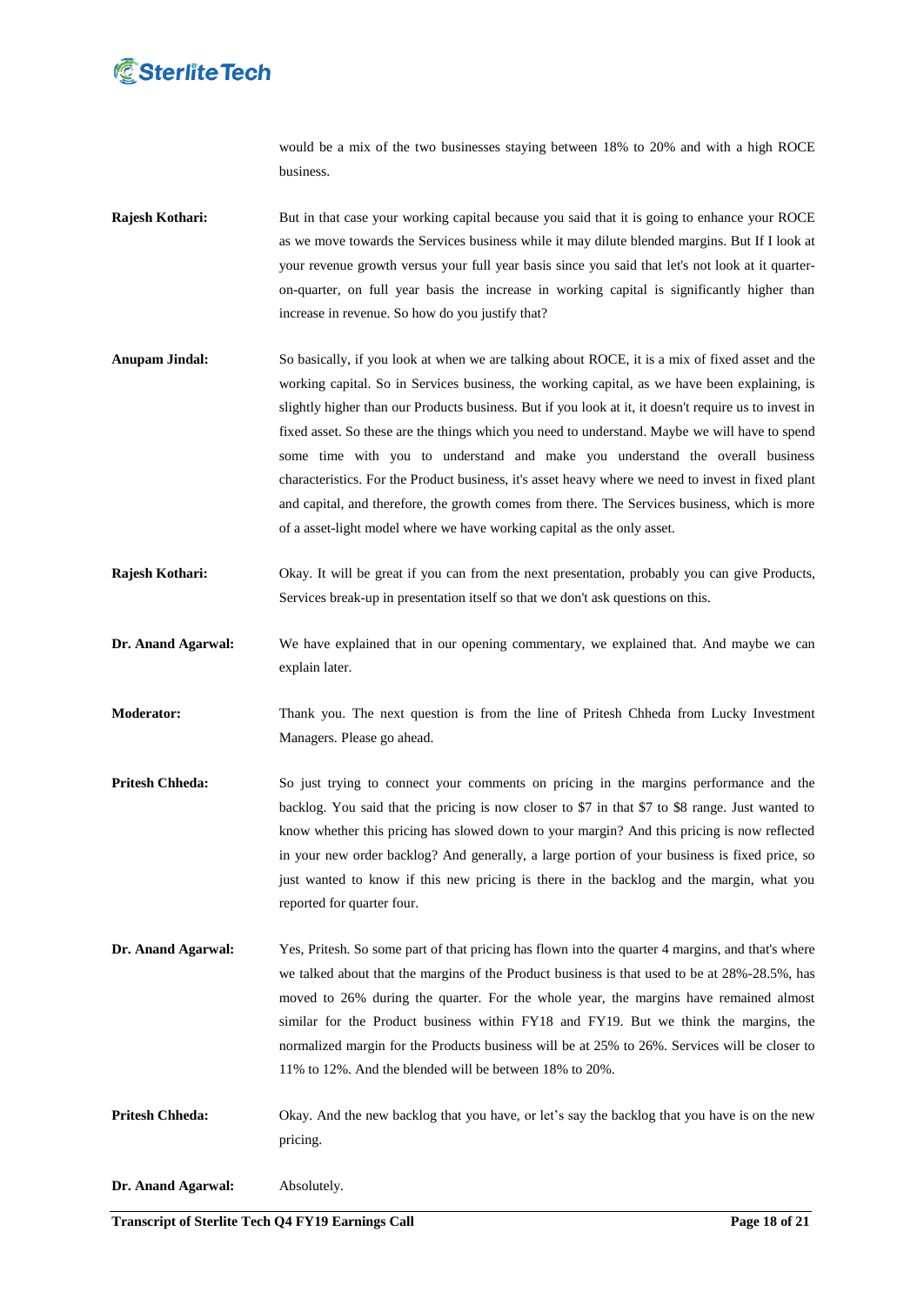would be a mix of the two businesses staying between 18% to 20% and with a high ROCE business.

**Rajesh Kothari:** But in that case your working capital because you said that it is going to enhance your ROCE as we move towards the Services business while it may dilute blended margins. But If I look at your revenue growth versus your full year basis since you said that let's not look at it quarter-on-quarter, on full year basis the increase in working capital is significantly higher than increase in revenue. So how do you justify that?

**Anupam Jindal:** So basically, if you look at when we are talking about ROCE, it is a mix of fixed asset and the working capital. So in Services business, the working capital, as we have been explaining, is slightly higher than our Products business. But if you look at it, it doesn't require us to invest in fixed asset. So these are the things which you need to understand. Maybe we will have to spend some time with you to understand and make you understand the overall business characteristics. For the Product business, it's asset heavy where we need to invest in fixed plant and capital, and therefore, the growth comes from there. The Services business, which is more of a asset-light model where we have working capital as the only asset.

**Rajesh Kothari:** Okay. It will be great if you can from the next presentation, probably you can give Products, Services break-up in presentation itself so that we don't ask questions on this.

**Dr. Anand Agarwal:** We have explained that in our opening commentary, we explained that. And maybe we can explain later.

**Moderator:** Thank you. The next question is from the line of Pritesh Chheda from Lucky Investment Managers. Please go ahead.

**Pritesh Chheda:** So just trying to connect your comments on pricing in the margins performance and the backlog. You said that the pricing is now closer to $7 in that $7 to $8 range. Just wanted to know whether this pricing has slowed down to your margin? And this pricing is now reflected in your new order backlog? And generally, a large portion of your business is fixed price, so just wanted to know if this new pricing is there in the backlog and the margin, what you reported for quarter four.

**Dr. Anand Agarwal:** Yes, Pritesh. So some part of that pricing has flown into the quarter 4 margins, and that's where we talked about that the margins of the Product business is that used to be at 28%-28.5%, has moved to 26% during the quarter. For the whole year, the margins have remained almost similar for the Product business within FY18 and FY19. But we think the margins, the normalized margin for the Products business will be at 25% to 26%. Services will be closer to 11% to 12%. And the blended will be between 18% to 20%.

**Pritesh Chheda:** Okay. And the new backlog that you have, or let's say the backlog that you have is on the new pricing.

**Dr. Anand Agarwal:** Absolutely.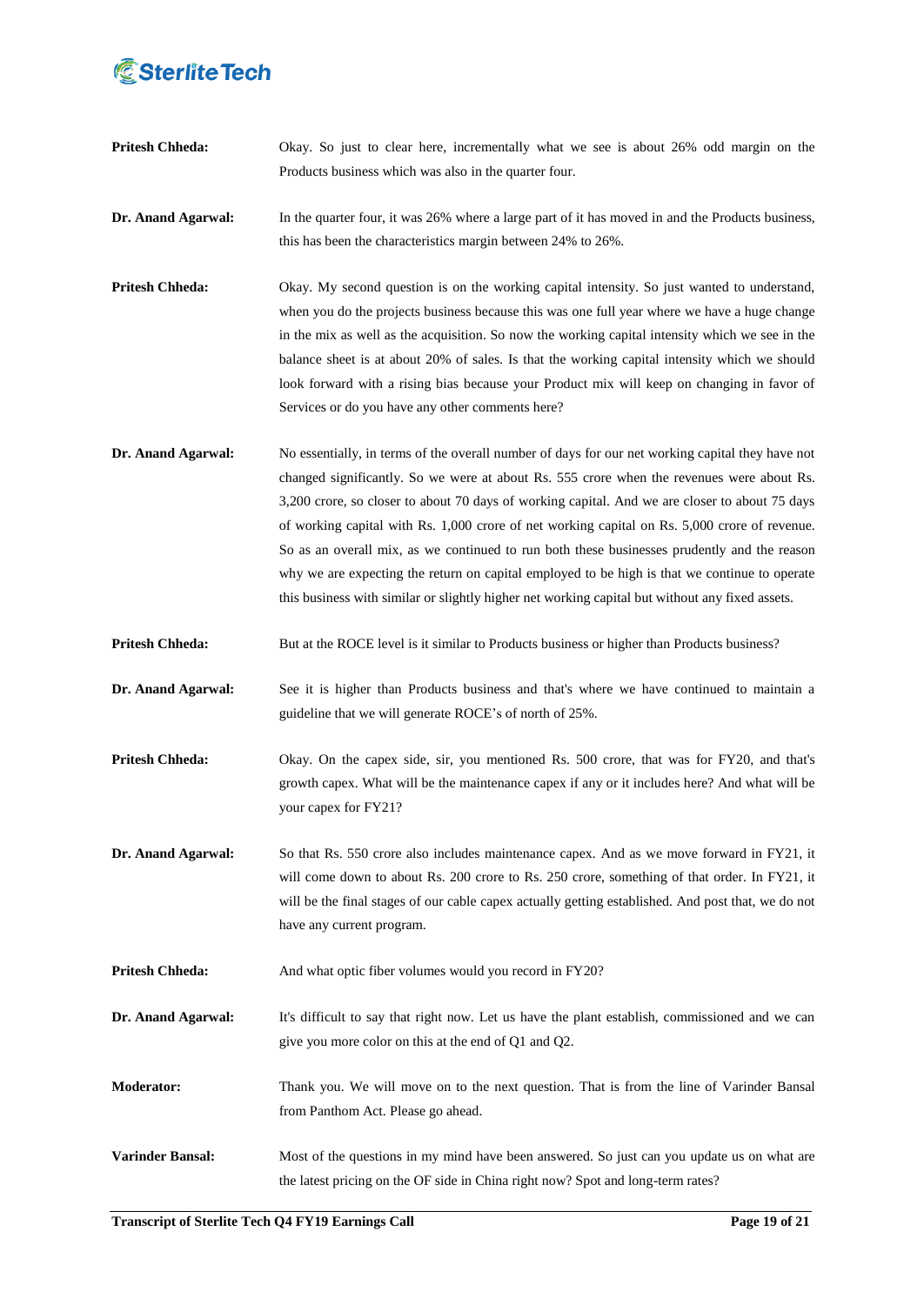**Pritesh Chheda:** Okay. So just to clear here, incrementally what we see is about 26% odd margin on the Products business which was also in the quarter four.

**Dr. Anand Agarwal:** In the quarter four, it was 26% where a large part of it has moved in and the Products business, this has been the characteristics margin between 24% to 26%.

**Pritesh Chheda:** Okay. My second question is on the working capital intensity. So just wanted to understand, when you do the projects business because this was one full year where we have a huge change in the mix as well as the acquisition. So now the working capital intensity which we see in the balance sheet is at about 20% of sales. Is that the working capital intensity which we should look forward with a rising bias because your Product mix will keep on changing in favor of Services or do you have any other comments here?

**Dr. Anand Agarwal:** No essentially, in terms of the overall number of days for our net working capital they have not changed significantly. So we were at about Rs. 555 crore when the revenues were about Rs. 3,200 crore, so closer to about 70 days of working capital. And we are closer to about 75 days of working capital with Rs. 1,000 crore of net working capital on Rs. 5,000 crore of revenue. So as an overall mix, as we continued to run both these businesses prudently and the reason why we are expecting the return on capital employed to be high is that we continue to operate this business with similar or slightly higher net working capital but without any fixed assets.

**Pritesh Chheda:** But at the ROCE level is it similar to Products business or higher than Products business?

**Dr. Anand Agarwal:** See it is higher than Products business and that's where we have continued to maintain a guideline that we will generate ROCE's of north of 25%.

**Pritesh Chheda:** Okay. On the capex side, sir, you mentioned Rs. 500 crore, that was for FY20, and that's growth capex. What will be the maintenance capex if any or it includes here? And what will be your capex for FY21?

**Dr. Anand Agarwal:** So that Rs. 550 crore also includes maintenance capex. And as we move forward in FY21, it will come down to about Rs. 200 crore to Rs. 250 crore, something of that order. In FY21, it will be the final stages of our cable capex actually getting established. And post that, we do not have any current program.

**Pritesh Chheda:** And what optic fiber volumes would you record in FY20?

**Dr. Anand Agarwal:** It's difficult to say that right now. Let us have the plant establish, commissioned and we can give you more color on this at the end of Q1 and Q2.

**Moderator:** Thank you. We will move on to the next question. That is from the line of Varinder Bansal from Panthom Act. Please go ahead.

**Varinder Bansal:** Most of the questions in my mind have been answered. So just can you update us on what are the latest pricing on the OF side in China right now? Spot and long-term rates?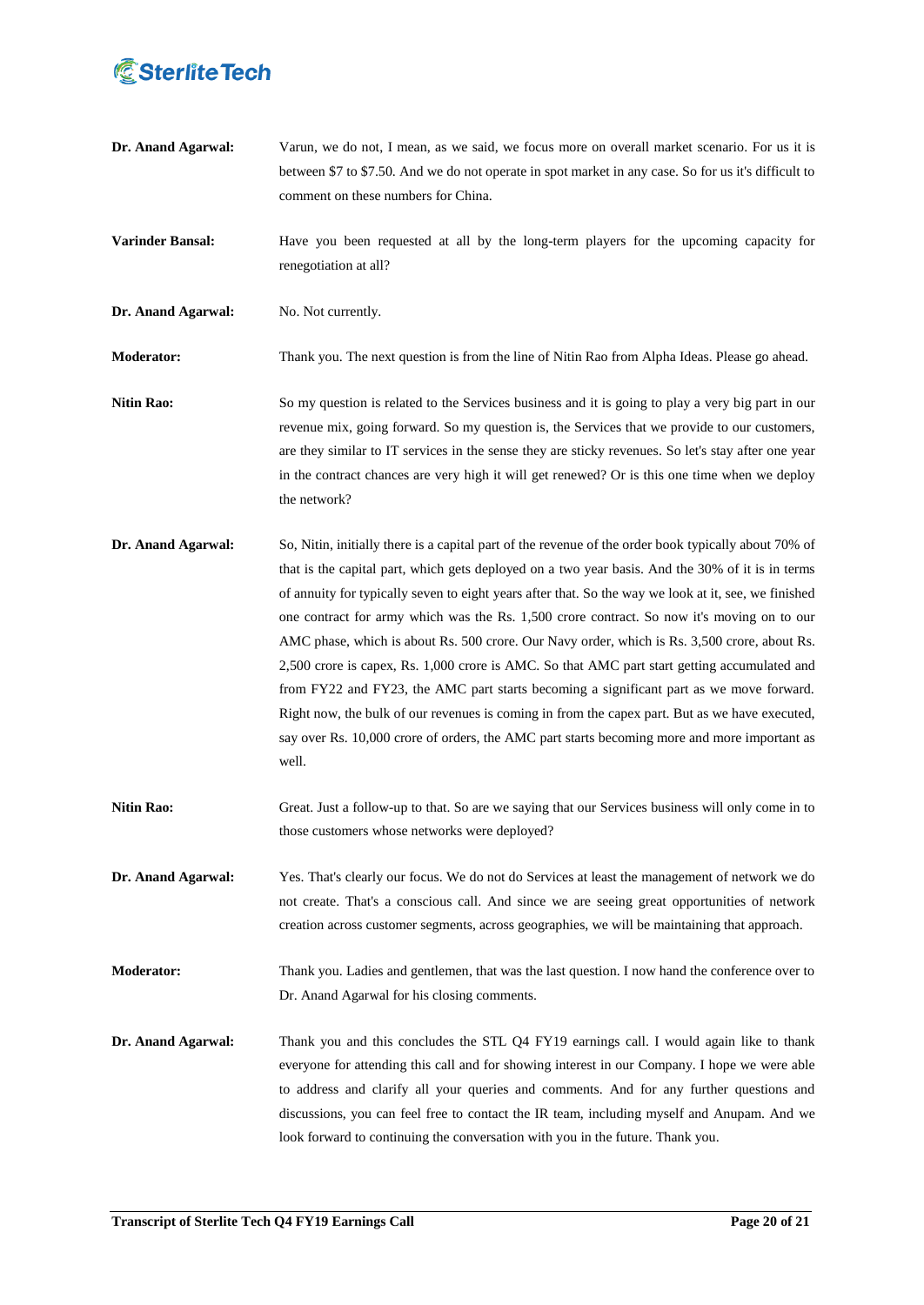**Dr. Anand Agarwal:** Varun, we do not, I mean, as we said, we focus more on overall market scenario. For us it is between $7 to $7.50. And we do not operate in spot market in any case. So for us it's difficult to comment on these numbers for China.

**Varinder Bansal:** Have you been requested at all by the long-term players for the upcoming capacity for renegotiation at all?

**Dr. Anand Agarwal:** No. Not currently.

**Moderator:** Thank you. The next question is from the line of Nitin Rao from Alpha Ideas. Please go ahead.

**Nitin Rao:** So my question is related to the Services business and it is going to play a very big part in our revenue mix, going forward. So my question is, the Services that we provide to our customers, are they similar to IT services in the sense they are sticky revenues. So let's stay after one year in the contract chances are very high it will get renewed? Or is this one time when we deploy the network?

**Dr. Anand Agarwal:** So, Nitin, initially there is a capital part of the revenue of the order book typically about 70% of that is the capital part, which gets deployed on a two year basis. And the 30% of it is in terms of annuity for typically seven to eight years after that. So the way we look at it, see, we finished one contract for army which was the Rs. 1,500 crore contract. So now it's moving on to our AMC phase, which is about Rs. 500 crore. Our Navy order, which is Rs. 3,500 crore, about Rs. 2,500 crore is capex, Rs. 1,000 crore is AMC. So that AMC part start getting accumulated and from FY22 and FY23, the AMC part starts becoming a significant part as we move forward. Right now, the bulk of our revenues is coming in from the capex part. But as we have executed, say over Rs. 10,000 crore of orders, the AMC part starts becoming more and more important as well.

**Nitin Rao:** Great. Just a follow-up to that. So are we saying that our Services business will only come in to those customers whose networks were deployed?

**Dr. Anand Agarwal:** Yes. That's clearly our focus. We do not do Services at least the management of network we do not create. That's a conscious call. And since we are seeing great opportunities of network creation across customer segments, across geographies, we will be maintaining that approach.

**Moderator:** Thank you. Ladies and gentlemen, that was the last question. I now hand the conference over to Dr. Anand Agarwal for his closing comments.

**Dr. Anand Agarwal:** Thank you and this concludes the STL Q4 FY19 earnings call. I would again like to thank everyone for attending this call and for showing interest in our Company. I hope we were able to address and clarify all your queries and comments. And for any further questions and discussions, you can feel free to contact the IR team, including myself and Anupam. And we look forward to continuing the conversation with you in the future. Thank you.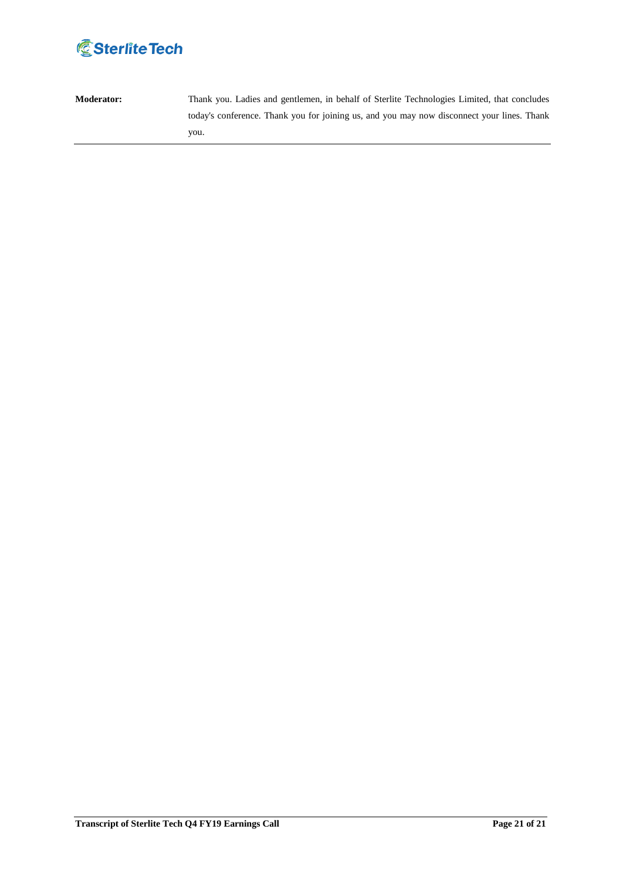**Moderator:** Thank you. Ladies and gentlemen, in behalf of Sterlite Technologies Limited, that concludes today's conference. Thank you for joining us, and you may now disconnect your lines. Thank you.